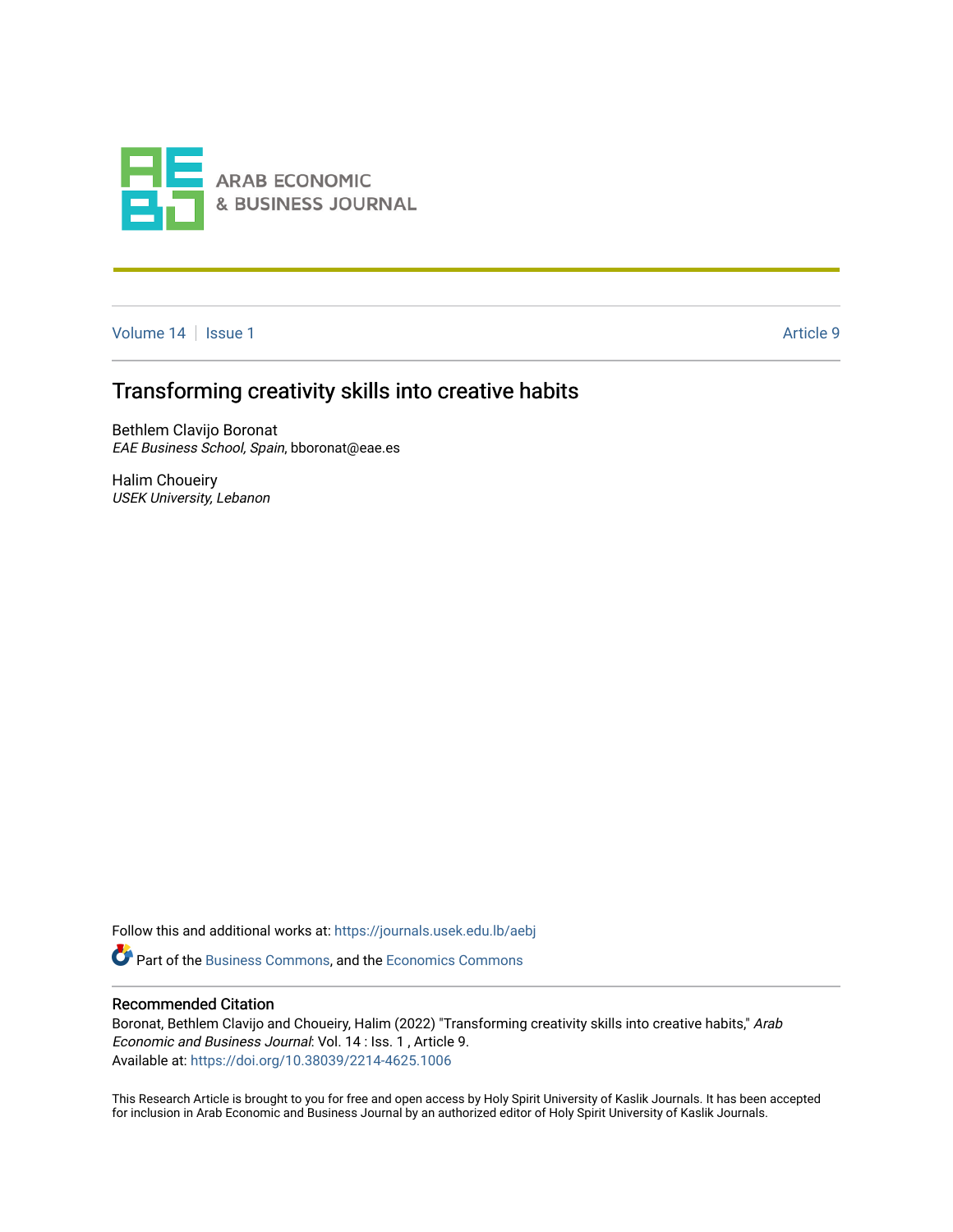ARAB ECONOMIC & BUSINESS JOURNAL

Volume 14 | Issue 1 | Article 9

# Transforming creativity skills into creative habits

Bethlem Clavijo Boronat
*EAE Business School, Spain*, bboronat@eae.es

Halim Choueiry
*USEK University, Lebanon*

Follow this and additional works at: https://journals.usek.edu.lb/aebj

Part of the Business Commons, and the Economics Commons

## Recommended Citation

Boronat, Bethlem Clavijo and Choueiry, Halim (2022) "Transforming creativity skills into creative habits," *Arab Economic and Business Journal*: Vol. 14 : Iss. 1 , Article 9.
Available at: https://doi.org/10.38039/2214-4625.1006

This Research Article is brought to you for free and open access by Holy Spirit University of Kaslik Journals. It has been accepted for inclusion in Arab Economic and Business Journal by an authorized editor of Holy Spirit University of Kaslik Journals.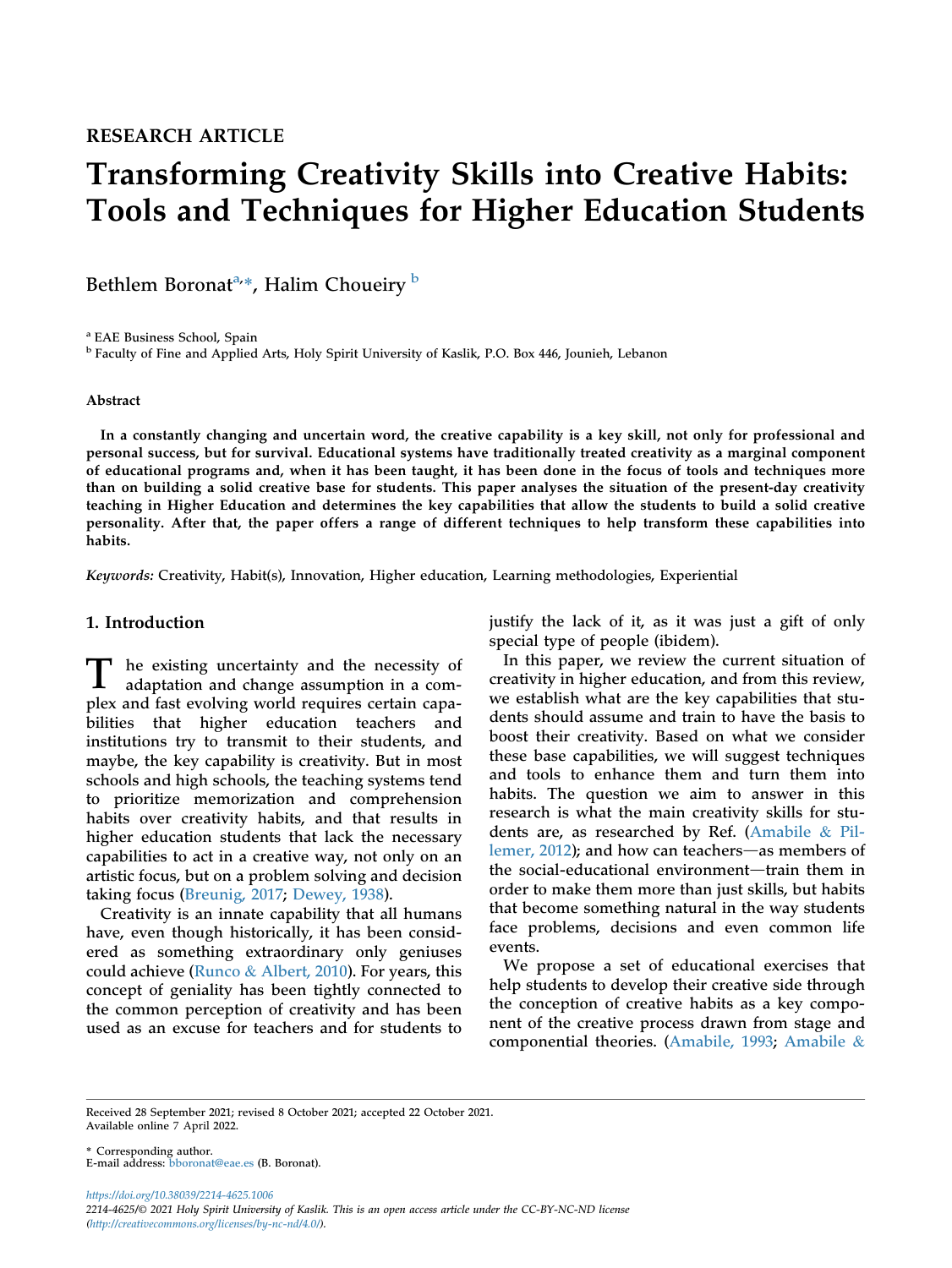RESEARCH ARTICLE

# Transforming Creativity Skills into Creative Habits: Tools and Techniques for Higher Education Students

Bethlem Boronat[a,*], Halim Choueiry[b]

[a] EAE Business School, Spain

[b] Faculty of Fine and Applied Arts, Holy Spirit University of Kaslik, P.O. Box 446, Jounieh, Lebanon

### Abstract

**In a constantly changing and uncertain word, the creative capability is a key skill, not only for professional and personal success, but for survival. Educational systems have traditionally treated creativity as a marginal component of educational programs and, when it has been taught, it has been done in the focus of tools and techniques more than on building a solid creative base for students. This paper analyses the situation of the present-day creativity teaching in Higher Education and determines the key capabilities that allow the students to build a solid creative personality. After that, the paper offers a range of different techniques to help transform these capabilities into habits.**

*Keywords:* Creativity, Habit(s), Innovation, Higher education, Learning methodologies, Experiential

## 1. Introduction

The existing uncertainty and the necessity of adaptation and change assumption in a complex and fast evolving world requires certain capabilities that higher education teachers and institutions try to transmit to their students, and maybe, the key capability is creativity. But in most schools and high schools, the teaching systems tend to prioritize memorization and comprehension habits over creativity habits, and that results in higher education students that lack the necessary capabilities to act in a creative way, not only on an artistic focus, but on a problem solving and decision taking focus (Breunig, 2017; Dewey, 1938).

Creativity is an innate capability that all humans have, even though historically, it has been considered as something extraordinary only geniuses could achieve (Runco & Albert, 2010). For years, this concept of geniality has been tightly connected to the common perception of creativity and has been used as an excuse for teachers and for students to justify the lack of it, as it was just a gift of only special type of people (ibidem).

In this paper, we review the current situation of creativity in higher education, and from this review, we establish what are the key capabilities that students should assume and train to have the basis to boost their creativity. Based on what we consider these base capabilities, we will suggest techniques and tools to enhance them and turn them into habits. The question we aim to answer in this research is what the main creativity skills for students are, as researched by Ref. (Amabile & Pillemer, 2012); and how can teachers—as members of the social-educational environment—train them in order to make them more than just skills, but habits that become something natural in the way students face problems, decisions and even common life events.

We propose a set of educational exercises that help students to develop their creative side through the conception of creative habits as a key component of the creative process drawn from stage and componential theories. (Amabile, 1993; Amabile &

Received 28 September 2021; revised 8 October 2021; accepted 22 October 2021.
Available online 7 April 2022.

\* Corresponding author.
E-mail address: bboronat@eae.es (B. Boronat).

https://doi.org/10.38039/2214-4625.1006
2214-4625/© 2021 Holy Spirit University of Kaslik. This is an open access article under the CC-BY-NC-ND license (http://creativecommons.org/licenses/by-nc-nd/4.0/).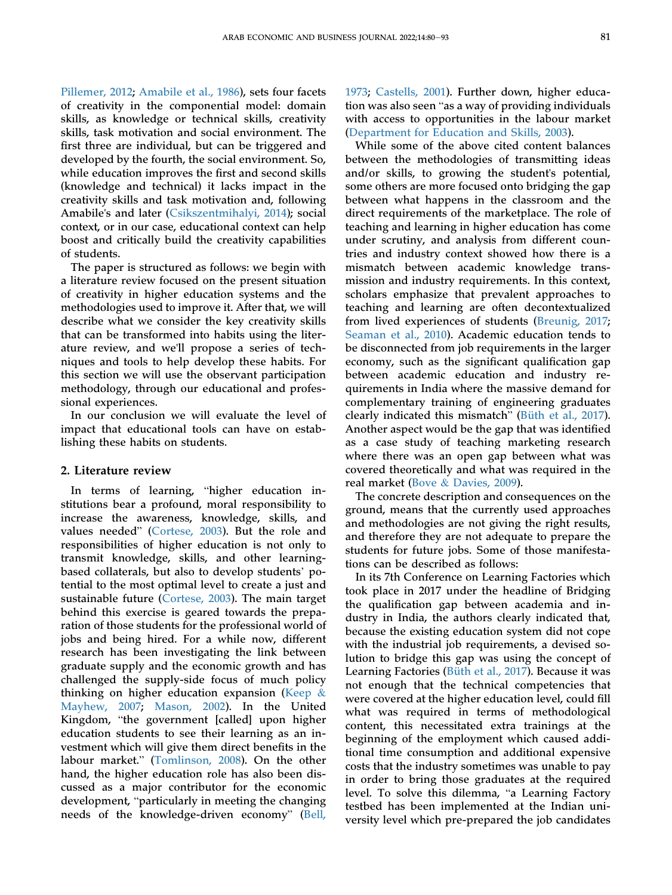Pillemer, 2012; Amabile et al., 1986), sets four facets of creativity in the componential model: domain skills, as knowledge or technical skills, creativity skills, task motivation and social environment. The first three are individual, but can be triggered and developed by the fourth, the social environment. So, while education improves the first and second skills (knowledge and technical) it lacks impact in the creativity skills and task motivation and, following Amabile's and later (Csikszentmihalyi, 2014); social context, or in our case, educational context can help boost and critically build the creativity capabilities of students.

The paper is structured as follows: we begin with a literature review focused on the present situation of creativity in higher education systems and the methodologies used to improve it. After that, we will describe what we consider the key creativity skills that can be transformed into habits using the literature review, and we'll propose a series of techniques and tools to help develop these habits. For this section we will use the observant participation methodology, through our educational and professional experiences.

In our conclusion we will evaluate the level of impact that educational tools can have on establishing these habits on students.

## 2. Literature review

In terms of learning, "higher education institutions bear a profound, moral responsibility to increase the awareness, knowledge, skills, and values needed" (Cortese, 2003). But the role and responsibilities of higher education is not only to transmit knowledge, skills, and other learning-based collaterals, but also to develop students' potential to the most optimal level to create a just and sustainable future (Cortese, 2003). The main target behind this exercise is geared towards the preparation of those students for the professional world of jobs and being hired. For a while now, different research has been investigating the link between graduate supply and the economic growth and has challenged the supply-side focus of much policy thinking on higher education expansion (Keep & Mayhew, 2007; Mason, 2002). In the United Kingdom, "the government [called] upon higher education students to see their learning as an investment which will give them direct benefits in the labour market." (Tomlinson, 2008). On the other hand, the higher education role has also been discussed as a major contributor for the economic development, "particularly in meeting the changing needs of the knowledge-driven economy" (Bell, 1973; Castells, 2001). Further down, higher education was also seen "as a way of providing individuals with access to opportunities in the labour market (Department for Education and Skills, 2003).

While some of the above cited content balances between the methodologies of transmitting ideas and/or skills, to growing the student's potential, some others are more focused onto bridging the gap between what happens in the classroom and the direct requirements of the marketplace. The role of teaching and learning in higher education has come under scrutiny, and analysis from different countries and industry context showed how there is a mismatch between academic knowledge transmission and industry requirements. In this context, scholars emphasize that prevalent approaches to teaching and learning are often decontextualized from lived experiences of students (Breunig, 2017; Seaman et al., 2010). Academic education tends to be disconnected from job requirements in the larger economy, such as the significant qualification gap between academic education and industry requirements in India where the massive demand for complementary training of engineering graduates clearly indicated this mismatch" (Büth et al., 2017). Another aspect would be the gap that was identified as a case study of teaching marketing research where there was an open gap between what was covered theoretically and what was required in the real market (Bove & Davies, 2009).

The concrete description and consequences on the ground, means that the currently used approaches and methodologies are not giving the right results, and therefore they are not adequate to prepare the students for future jobs. Some of those manifestations can be described as follows:

In its 7th Conference on Learning Factories which took place in 2017 under the headline of Bridging the qualification gap between academia and industry in India, the authors clearly indicated that, because the existing education system did not cope with the industrial job requirements, a devised solution to bridge this gap was using the concept of Learning Factories (Büth et al., 2017). Because it was not enough that the technical competencies that were covered at the higher education level, could fill what was required in terms of methodological content, this necessitated extra trainings at the beginning of the employment which caused additional time consumption and additional expensive costs that the industry sometimes was unable to pay in order to bring those graduates at the required level. To solve this dilemma, "a Learning Factory testbed has been implemented at the Indian university level which pre-prepared the job candidates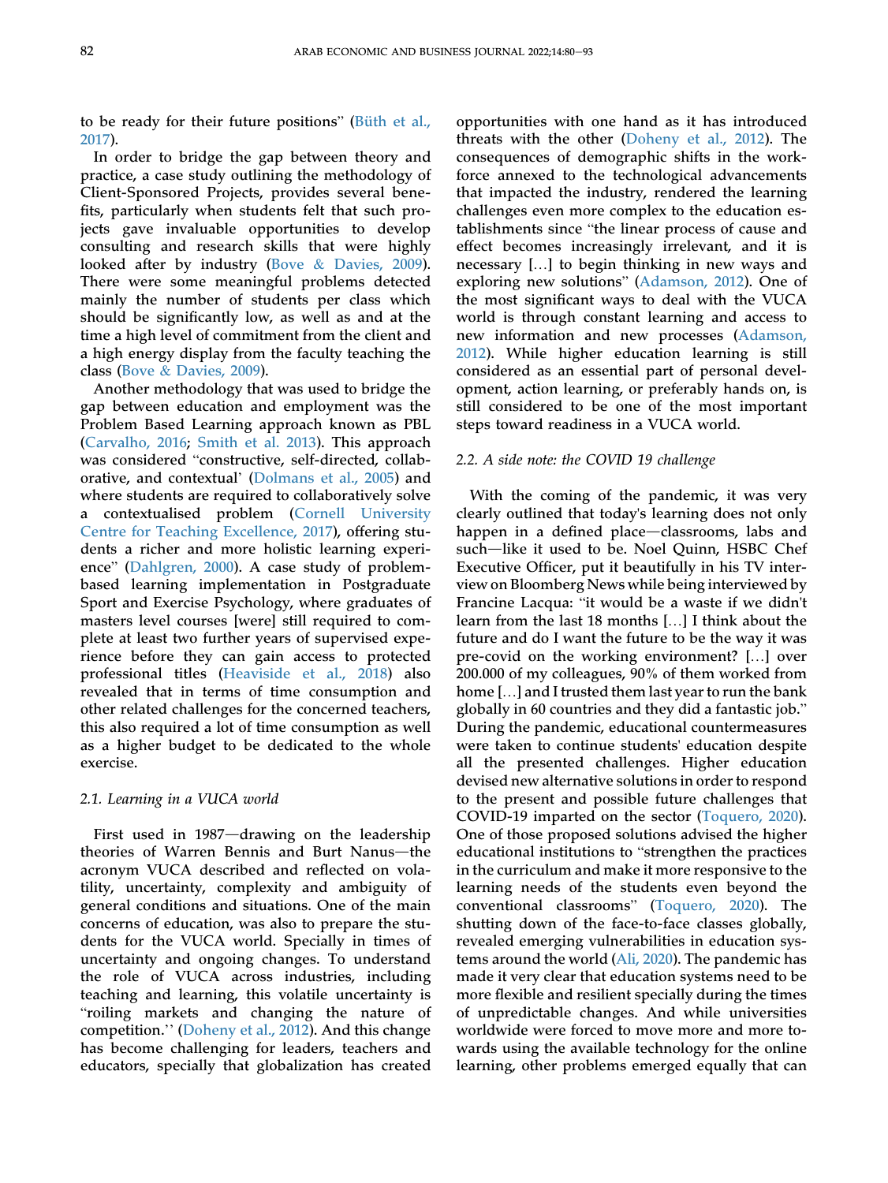to be ready for their future positions" (Büth et al., 2017).

In order to bridge the gap between theory and practice, a case study outlining the methodology of Client-Sponsored Projects, provides several benefits, particularly when students felt that such projects gave invaluable opportunities to develop consulting and research skills that were highly looked after by industry (Bove & Davies, 2009). There were some meaningful problems detected mainly the number of students per class which should be significantly low, as well as and at the time a high level of commitment from the client and a high energy display from the faculty teaching the class (Bove & Davies, 2009).

Another methodology that was used to bridge the gap between education and employment was the Problem Based Learning approach known as PBL (Carvalho, 2016; Smith et al. 2013). This approach was considered "constructive, self-directed, collaborative, and contextual' (Dolmans et al., 2005) and where students are required to collaboratively solve a contextualised problem (Cornell University Centre for Teaching Excellence, 2017), offering students a richer and more holistic learning experience" (Dahlgren, 2000). A case study of problem-based learning implementation in Postgraduate Sport and Exercise Psychology, where graduates of masters level courses [were] still required to complete at least two further years of supervised experience before they can gain access to protected professional titles (Heaviside et al., 2018) also revealed that in terms of time consumption and other related challenges for the concerned teachers, this also required a lot of time consumption as well as a higher budget to be dedicated to the whole exercise.

### 2.1. Learning in a VUCA world

First used in 1987—drawing on the leadership theories of Warren Bennis and Burt Nanus—the acronym VUCA described and reflected on volatility, uncertainty, complexity and ambiguity of general conditions and situations. One of the main concerns of education, was also to prepare the students for the VUCA world. Specially in times of uncertainty and ongoing changes. To understand the role of VUCA across industries, including teaching and learning, this volatile uncertainty is "roiling markets and changing the nature of competition.'' (Doheny et al., 2012). And this change has become challenging for leaders, teachers and educators, specially that globalization has created opportunities with one hand as it has introduced threats with the other (Doheny et al., 2012). The consequences of demographic shifts in the workforce annexed to the technological advancements that impacted the industry, rendered the learning challenges even more complex to the education establishments since "the linear process of cause and effect becomes increasingly irrelevant, and it is necessary [...] to begin thinking in new ways and exploring new solutions" (Adamson, 2012). One of the most significant ways to deal with the VUCA world is through constant learning and access to new information and new processes (Adamson, 2012). While higher education learning is still considered as an essential part of personal development, action learning, or preferably hands on, is still considered to be one of the most important steps toward readiness in a VUCA world.

### 2.2. A side note: the COVID 19 challenge

With the coming of the pandemic, it was very clearly outlined that today's learning does not only happen in a defined place—classrooms, labs and such—like it used to be. Noel Quinn, HSBC Chef Executive Officer, put it beautifully in his TV interview on Bloomberg News while being interviewed by Francine Lacqua: "it would be a waste if we didn't learn from the last 18 months [...] I think about the future and do I want the future to be the way it was pre-covid on the working environment? [...] over 200.000 of my colleagues, 90% of them worked from home [...] and I trusted them last year to run the bank globally in 60 countries and they did a fantastic job." During the pandemic, educational countermeasures were taken to continue students' education despite all the presented challenges. Higher education devised new alternative solutions in order to respond to the present and possible future challenges that COVID-19 imparted on the sector (Toquero, 2020). One of those proposed solutions advised the higher educational institutions to "strengthen the practices in the curriculum and make it more responsive to the learning needs of the students even beyond the conventional classrooms" (Toquero, 2020). The shutting down of the face-to-face classes globally, revealed emerging vulnerabilities in education systems around the world (Ali, 2020). The pandemic has made it very clear that education systems need to be more flexible and resilient specially during the times of unpredictable changes. And while universities worldwide were forced to move more and more towards using the available technology for the online learning, other problems emerged equally that can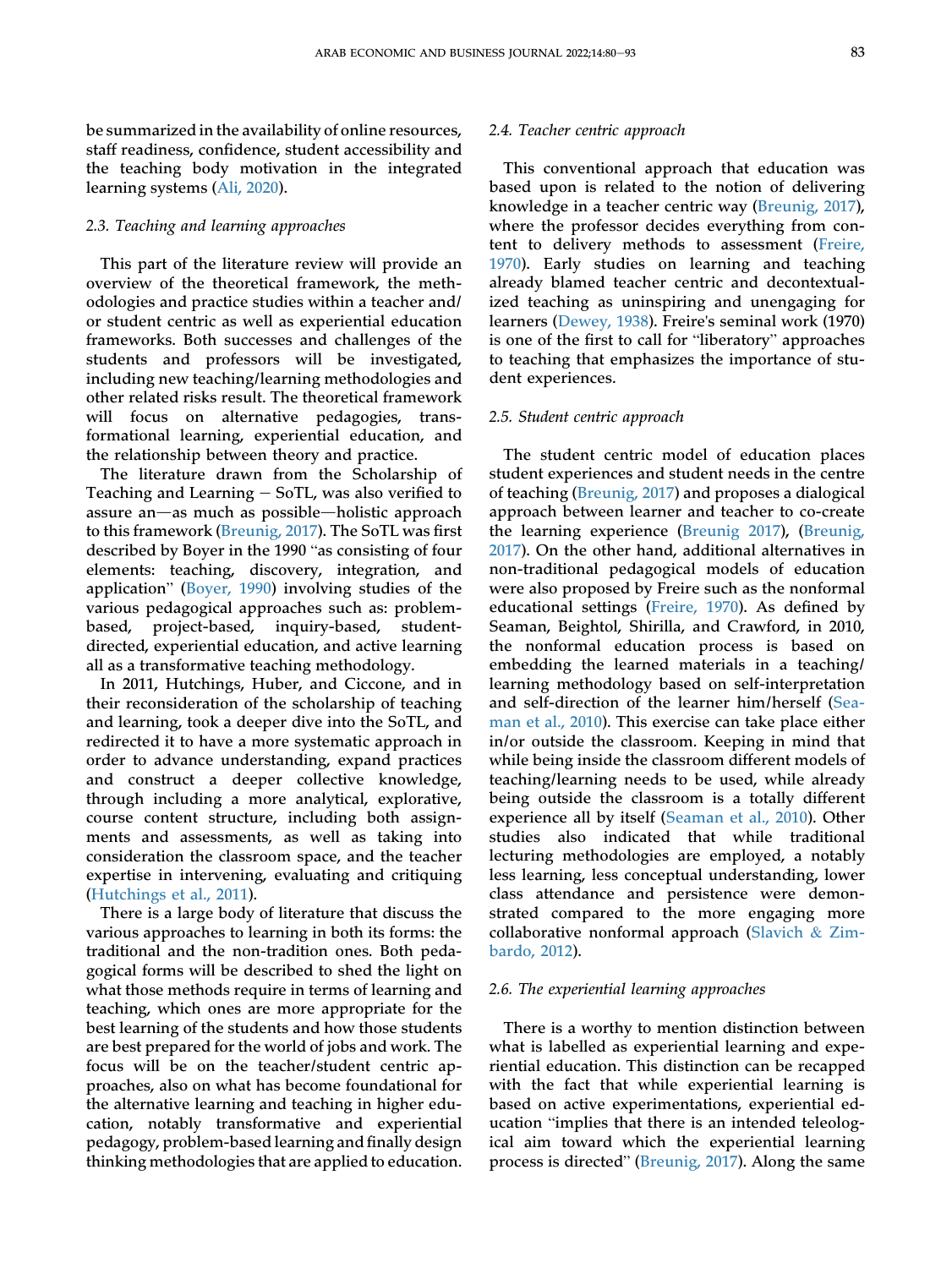be summarized in the availability of online resources, staff readiness, confidence, student accessibility and the teaching body motivation in the integrated learning systems (Ali, 2020).

### 2.3. Teaching and learning approaches

This part of the literature review will provide an overview of the theoretical framework, the methodologies and practice studies within a teacher and/or student centric as well as experiential education frameworks. Both successes and challenges of the students and professors will be investigated, including new teaching/learning methodologies and other related risks result. The theoretical framework will focus on alternative pedagogies, transformational learning, experiential education, and the relationship between theory and practice.

The literature drawn from the Scholarship of Teaching and Learning − SoTL, was also verified to assure an—as much as possible—holistic approach to this framework (Breunig, 2017). The SoTL was first described by Boyer in the 1990 "as consisting of four elements: teaching, discovery, integration, and application" (Boyer, 1990) involving studies of the various pedagogical approaches such as: problem-based, project-based, inquiry-based, student-directed, experiential education, and active learning all as a transformative teaching methodology.

In 2011, Hutchings, Huber, and Ciccone, and in their reconsideration of the scholarship of teaching and learning, took a deeper dive into the SoTL, and redirected it to have a more systematic approach in order to advance understanding, expand practices and construct a deeper collective knowledge, through including a more analytical, explorative, course content structure, including both assignments and assessments, as well as taking into consideration the classroom space, and the teacher expertise in intervening, evaluating and critiquing (Hutchings et al., 2011).

There is a large body of literature that discuss the various approaches to learning in both its forms: the traditional and the non-tradition ones. Both pedagogical forms will be described to shed the light on what those methods require in terms of learning and teaching, which ones are more appropriate for the best learning of the students and how those students are best prepared for the world of jobs and work. The focus will be on the teacher/student centric approaches, also on what has become foundational for the alternative learning and teaching in higher education, notably transformative and experiential pedagogy, problem-based learning and finally design thinking methodologies that are applied to education.

### 2.4. Teacher centric approach

This conventional approach that education was based upon is related to the notion of delivering knowledge in a teacher centric way (Breunig, 2017), where the professor decides everything from content to delivery methods to assessment (Freire, 1970). Early studies on learning and teaching already blamed teacher centric and decontextualized teaching as uninspiring and unengaging for learners (Dewey, 1938). Freire's seminal work (1970) is one of the first to call for "liberatory" approaches to teaching that emphasizes the importance of student experiences.

### 2.5. Student centric approach

The student centric model of education places student experiences and student needs in the centre of teaching (Breunig, 2017) and proposes a dialogical approach between learner and teacher to co-create the learning experience (Breunig 2017), (Breunig, 2017). On the other hand, additional alternatives in non-traditional pedagogical models of education were also proposed by Freire such as the nonformal educational settings (Freire, 1970). As defined by Seaman, Beightol, Shirilla, and Crawford, in 2010, the nonformal education process is based on embedding the learned materials in a teaching/learning methodology based on self-interpretation and self-direction of the learner him/herself (Seaman et al., 2010). This exercise can take place either in/or outside the classroom. Keeping in mind that while being inside the classroom different models of teaching/learning needs to be used, while already being outside the classroom is a totally different experience all by itself (Seaman et al., 2010). Other studies also indicated that while traditional lecturing methodologies are employed, a notably less learning, less conceptual understanding, lower class attendance and persistence were demonstrated compared to the more engaging more collaborative nonformal approach (Slavich & Zimbardo, 2012).

### 2.6. The experiential learning approaches

There is a worthy to mention distinction between what is labelled as experiential learning and experiential education. This distinction can be recapped with the fact that while experiential learning is based on active experimentations, experiential education "implies that there is an intended teleological aim toward which the experiential learning process is directed" (Breunig, 2017). Along the same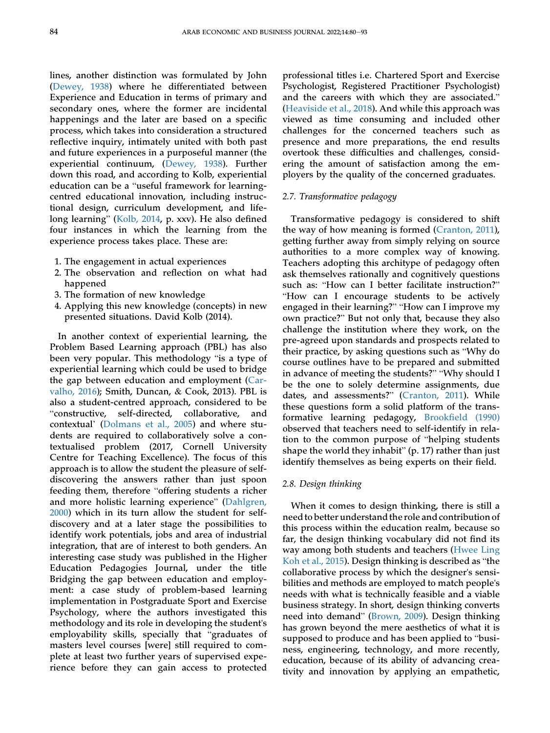lines, another distinction was formulated by John (Dewey, 1938) where he differentiated between Experience and Education in terms of primary and secondary ones, where the former are incidental happenings and the later are based on a specific process, which takes into consideration a structured reflective inquiry, intimately united with both past and future experiences in a purposeful manner (the experiential continuum, (Dewey, 1938). Further down this road, and according to Kolb, experiential education can be a "useful framework for learning-centred educational innovation, including instructional design, curriculum development, and lifelong learning" (Kolb, 2014, p. xxv). He also defined four instances in which the learning from the experience process takes place. These are:

1. The engagement in actual experiences
2. The observation and reflection on what had happened
3. The formation of new knowledge
4. Applying this new knowledge (concepts) in new presented situations. David Kolb (2014).

In another context of experiential learning, the Problem Based Learning approach (PBL) has also been very popular. This methodology "is a type of experiential learning which could be used to bridge the gap between education and employment (Carvalho, 2016); Smith, Duncan, & Cook, 2013). PBL is also a student-centred approach, considered to be "constructive, self-directed, collaborative, and contextual' (Dolmans et al., 2005) and where students are required to collaboratively solve a contextualised problem (2017, Cornell University Centre for Teaching Excellence). The focus of this approach is to allow the student the pleasure of self-discovering the answers rather than just spoon feeding them, therefore "offering students a richer and more holistic learning experience" (Dahlgren, 2000) which in its turn allow the student for self-discovery and at a later stage the possibilities to identify work potentials, jobs and area of industrial integration, that are of interest to both genders. An interesting case study was published in the Higher Education Pedagogies Journal, under the title Bridging the gap between education and employment: a case study of problem-based learning implementation in Postgraduate Sport and Exercise Psychology, where the authors investigated this methodology and its role in developing the student's employability skills, specially that "graduates of masters level courses [were] still required to complete at least two further years of supervised experience before they can gain access to protected professional titles i.e. Chartered Sport and Exercise Psychologist, Registered Practitioner Psychologist) and the careers with which they are associated." (Heaviside et al., 2018). And while this approach was viewed as time consuming and included other challenges for the concerned teachers such as presence and more preparations, the end results overtook these difficulties and challenges, considering the amount of satisfaction among the employers by the quality of the concerned graduates.

### 2.7. Transformative pedagogy

Transformative pedagogy is considered to shift the way of how meaning is formed (Cranton, 2011), getting further away from simply relying on source authorities to a more complex way of knowing. Teachers adopting this architype of pedagogy often ask themselves rationally and cognitively questions such as: "How can I better facilitate instruction?" "How can I encourage students to be actively engaged in their learning?" "How can I improve my own practice?" But not only that, because they also challenge the institution where they work, on the pre-agreed upon standards and prospects related to their practice, by asking questions such as "Why do course outlines have to be prepared and submitted in advance of meeting the students?" "Why should I be the one to solely determine assignments, due dates, and assessments?" (Cranton, 2011). While these questions form a solid platform of the transformative learning pedagogy, Brookfield (1990) observed that teachers need to self-identify in relation to the common purpose of "helping students shape the world they inhabit" (p. 17) rather than just identify themselves as being experts on their field.

### 2.8. Design thinking

When it comes to design thinking, there is still a need to better understand the role and contribution of this process within the education realm, because so far, the design thinking vocabulary did not find its way among both students and teachers (Hwee Ling Koh et al., 2015). Design thinking is described as "the collaborative process by which the designer's sensibilities and methods are employed to match people's needs with what is technically feasible and a viable business strategy. In short, design thinking converts need into demand" (Brown, 2009). Design thinking has grown beyond the mere aesthetics of what it is supposed to produce and has been applied to "business, engineering, technology, and more recently, education, because of its ability of advancing creativity and innovation by applying an empathetic,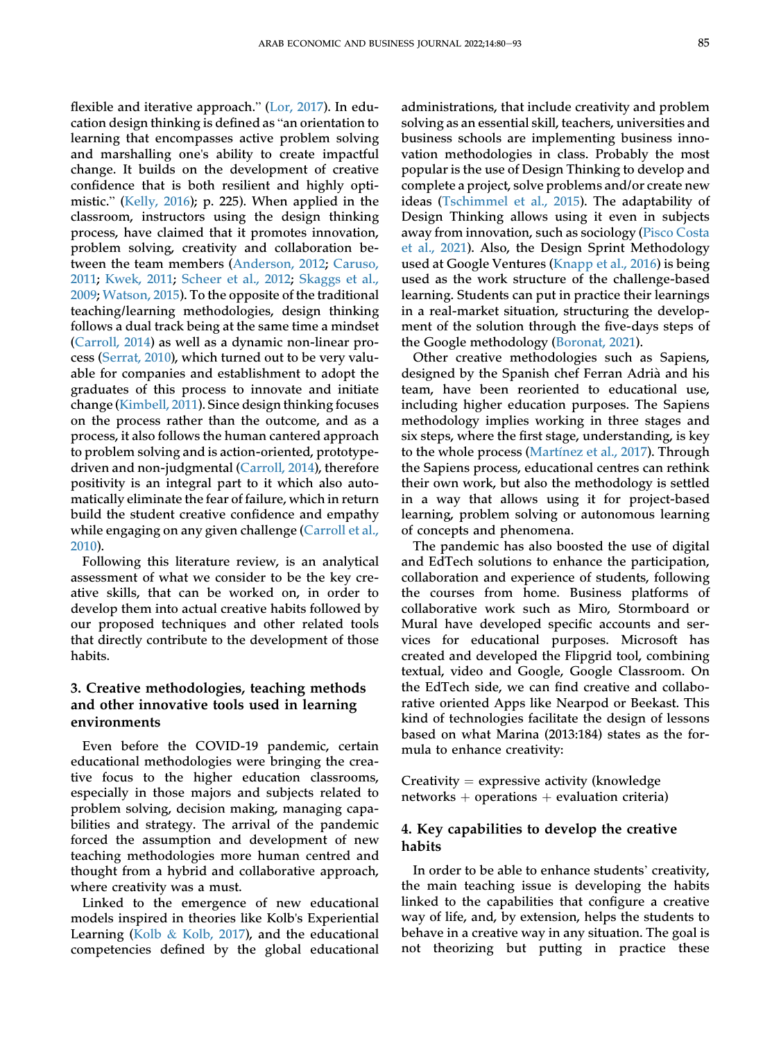flexible and iterative approach." (Lor, 2017). In education design thinking is defined as "an orientation to learning that encompasses active problem solving and marshalling one's ability to create impactful change. It builds on the development of creative confidence that is both resilient and highly optimistic." (Kelly, 2016); p. 225). When applied in the classroom, instructors using the design thinking process, have claimed that it promotes innovation, problem solving, creativity and collaboration between the team members (Anderson, 2012; Caruso, 2011; Kwek, 2011; Scheer et al., 2012; Skaggs et al., 2009; Watson, 2015). To the opposite of the traditional teaching/learning methodologies, design thinking follows a dual track being at the same time a mindset (Carroll, 2014) as well as a dynamic non-linear process (Serrat, 2010), which turned out to be very valuable for companies and establishment to adopt the graduates of this process to innovate and initiate change (Kimbell, 2011). Since design thinking focuses on the process rather than the outcome, and as a process, it also follows the human cantered approach to problem solving and is action-oriented, prototype-driven and non-judgmental (Carroll, 2014), therefore positivity is an integral part to it which also automatically eliminate the fear of failure, which in return build the student creative confidence and empathy while engaging on any given challenge (Carroll et al., 2010).

Following this literature review, is an analytical assessment of what we consider to be the key creative skills, that can be worked on, in order to develop them into actual creative habits followed by our proposed techniques and other related tools that directly contribute to the development of those habits.

## 3. Creative methodologies, teaching methods and other innovative tools used in learning environments

Even before the COVID-19 pandemic, certain educational methodologies were bringing the creative focus to the higher education classrooms, especially in those majors and subjects related to problem solving, decision making, managing capabilities and strategy. The arrival of the pandemic forced the assumption and development of new teaching methodologies more human centred and thought from a hybrid and collaborative approach, where creativity was a must.

Linked to the emergence of new educational models inspired in theories like Kolb's Experiential Learning (Kolb & Kolb, 2017), and the educational competencies defined by the global educational administrations, that include creativity and problem solving as an essential skill, teachers, universities and business schools are implementing business innovation methodologies in class. Probably the most popular is the use of Design Thinking to develop and complete a project, solve problems and/or create new ideas (Tschimmel et al., 2015). The adaptability of Design Thinking allows using it even in subjects away from innovation, such as sociology (Pisco Costa et al., 2021). Also, the Design Sprint Methodology used at Google Ventures (Knapp et al., 2016) is being used as the work structure of the challenge-based learning. Students can put in practice their learnings in a real-market situation, structuring the development of the solution through the five-days steps of the Google methodology (Boronat, 2021).

Other creative methodologies such as Sapiens, designed by the Spanish chef Ferran Adrià and his team, have been reoriented to educational use, including higher education purposes. The Sapiens methodology implies working in three stages and six steps, where the first stage, understanding, is key to the whole process (Martínez et al., 2017). Through the Sapiens process, educational centres can rethink their own work, but also the methodology is settled in a way that allows using it for project-based learning, problem solving or autonomous learning of concepts and phenomena.

The pandemic has also boosted the use of digital and EdTech solutions to enhance the participation, collaboration and experience of students, following the courses from home. Business platforms of collaborative work such as Miro, Stormboard or Mural have developed specific accounts and services for educational purposes. Microsoft has created and developed the Flipgrid tool, combining textual, video and Google, Google Classroom. On the EdTech side, we can find creative and collaborative oriented Apps like Nearpod or Beekast. This kind of technologies facilitate the design of lessons based on what Marina (2013:184) states as the formula to enhance creativity:

Creativity = expressive activity (knowledge networks + operations + evaluation criteria)

## 4. Key capabilities to develop the creative habits

In order to be able to enhance students' creativity, the main teaching issue is developing the habits linked to the capabilities that configure a creative way of life, and, by extension, helps the students to behave in a creative way in any situation. The goal is not theorizing but putting in practice these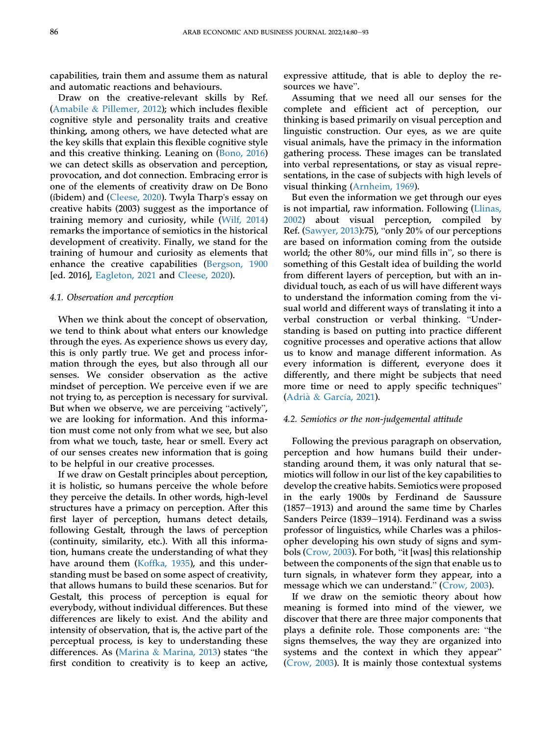capabilities, train them and assume them as natural and automatic reactions and behaviours.

Draw on the creative-relevant skills by Ref. (Amabile & Pillemer, 2012); which includes flexible cognitive style and personality traits and creative thinking, among others, we have detected what are the key skills that explain this flexible cognitive style and this creative thinking. Leaning on (Bono, 2016) we can detect skills as observation and perception, provocation, and dot connection. Embracing error is one of the elements of creativity draw on De Bono (ibidem) and (Cleese, 2020). Twyla Tharp's essay on creative habits (2003) suggest as the importance of training memory and curiosity, while (Wilf, 2014) remarks the importance of semiotics in the historical development of creativity. Finally, we stand for the training of humour and curiosity as elements that enhance the creative capabilities (Bergson, 1900 [ed. 2016], Eagleton, 2021 and Cleese, 2020).

### 4.1. Observation and perception

When we think about the concept of observation, we tend to think about what enters our knowledge through the eyes. As experience shows us every day, this is only partly true. We get and process information through the eyes, but also through all our senses. We consider observation as the active mindset of perception. We perceive even if we are not trying to, as perception is necessary for survival. But when we observe, we are perceiving "actively", we are looking for information. And this information must come not only from what we see, but also from what we touch, taste, hear or smell. Every act of our senses creates new information that is going to be helpful in our creative processes.

If we draw on Gestalt principles about perception, it is holistic, so humans perceive the whole before they perceive the details. In other words, high-level structures have a primacy on perception. After this first layer of perception, humans detect details, following Gestalt, through the laws of perception (continuity, similarity, etc.). With all this information, humans create the understanding of what they have around them (Koffka, 1935), and this understanding must be based on some aspect of creativity, that allows humans to build these scenarios. But for Gestalt, this process of perception is equal for everybody, without individual differences. But these differences are likely to exist. And the ability and intensity of observation, that is, the active part of the perceptual process, is key to understanding these differences. As (Marina & Marina, 2013) states "the first condition to creativity is to keep an active, expressive attitude, that is able to deploy the resources we have".

Assuming that we need all our senses for the complete and efficient act of perception, our thinking is based primarily on visual perception and linguistic construction. Our eyes, as we are quite visual animals, have the primacy in the information gathering process. These images can be translated into verbal representations, or stay as visual representations, in the case of subjects with high levels of visual thinking (Arnheim, 1969).

But even the information we get through our eyes is not impartial, raw information. Following (Llinas, 2002) about visual perception, compiled by Ref. (Sawyer, 2013):75), "only 20% of our perceptions are based on information coming from the outside world; the other 80%, our mind fills in", so there is something of this Gestalt idea of building the world from different layers of perception, but with an individual touch, as each of us will have different ways to understand the information coming from the visual world and different ways of translating it into a verbal construction or verbal thinking. "Understanding is based on putting into practice different cognitive processes and operative actions that allow us to know and manage different information. As every information is different, everyone does it differently, and there might be subjects that need more time or need to apply specific techniques" (Adrià & García, 2021).

### 4.2. Semiotics or the non-judgemental attitude

Following the previous paragraph on observation, perception and how humans build their understanding around them, it was only natural that semiotics will follow in our list of the key capabilities to develop the creative habits. Semiotics were proposed in the early 1900s by Ferdinand de Saussure (1857–1913) and around the same time by Charles Sanders Peirce (1839–1914). Ferdinand was a swiss professor of linguistics, while Charles was a philosopher developing his own study of signs and symbols (Crow, 2003). For both, "it [was] this relationship between the components of the sign that enable us to turn signals, in whatever form they appear, into a message which we can understand." (Crow, 2003).

If we draw on the semiotic theory about how meaning is formed into mind of the viewer, we discover that there are three major components that plays a definite role. Those components are: "the signs themselves, the way they are organized into systems and the context in which they appear" (Crow, 2003). It is mainly those contextual systems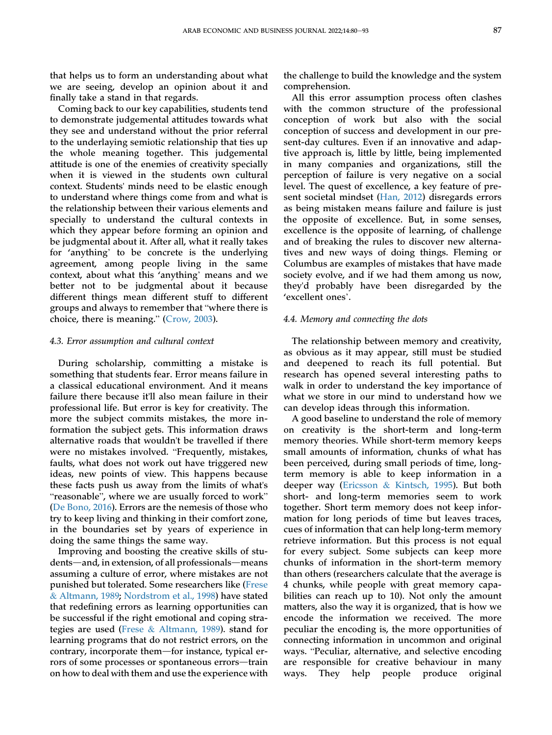that helps us to form an understanding about what we are seeing, develop an opinion about it and finally take a stand in that regards.

Coming back to our key capabilities, students tend to demonstrate judgemental attitudes towards what they see and understand without the prior referral to the underlaying semiotic relationship that ties up the whole meaning together. This judgemental attitude is one of the enemies of creativity specially when it is viewed in the students own cultural context. Students' minds need to be elastic enough to understand where things come from and what is the relationship between their various elements and specially to understand the cultural contexts in which they appear before forming an opinion and be judgmental about it. After all, what it really takes for 'anything' to be concrete is the underlying agreement, among people living in the same context, about what this 'anything' means and we better not to be judgmental about it because different things mean different stuff to different groups and always to remember that "where there is choice, there is meaning." (Crow, 2003).

### 4.3. Error assumption and cultural context

During scholarship, committing a mistake is something that students fear. Error means failure in a classical educational environment. And it means failure there because it'll also mean failure in their professional life. But error is key for creativity. The more the subject commits mistakes, the more information the subject gets. This information draws alternative roads that wouldn't be travelled if there were no mistakes involved. "Frequently, mistakes, faults, what does not work out have triggered new ideas, new points of view. This happens because these facts push us away from the limits of what's "reasonable", where we are usually forced to work" (De Bono, 2016). Errors are the nemesis of those who try to keep living and thinking in their comfort zone, in the boundaries set by years of experience in doing the same things the same way.

Improving and boosting the creative skills of students—and, in extension, of all professionals—means assuming a culture of error, where mistakes are not punished but tolerated. Some researchers like (Frese & Altmann, 1989; Nordstrom et al., 1998) have stated that redefining errors as learning opportunities can be successful if the right emotional and coping strategies are used (Frese & Altmann, 1989). stand for learning programs that do not restrict errors, on the contrary, incorporate them—for instance, typical errors of some processes or spontaneous errors—train on how to deal with them and use the experience with the challenge to build the knowledge and the system comprehension.

All this error assumption process often clashes with the common structure of the professional conception of work but also with the social conception of success and development in our present-day cultures. Even if an innovative and adaptive approach is, little by little, being implemented in many companies and organizations, still the perception of failure is very negative on a social level. The quest of excellence, a key feature of present societal mindset (Han, 2012) disregards errors as being mistaken means failure and failure is just the opposite of excellence. But, in some senses, excellence is the opposite of learning, of challenge and of breaking the rules to discover new alternatives and new ways of doing things. Fleming or Columbus are examples of mistakes that have made society evolve, and if we had them among us now, they'd probably have been disregarded by the 'excellent ones'.

### 4.4. Memory and connecting the dots

The relationship between memory and creativity, as obvious as it may appear, still must be studied and deepened to reach its full potential. But research has opened several interesting paths to walk in order to understand the key importance of what we store in our mind to understand how we can develop ideas through this information.

A good baseline to understand the role of memory on creativity is the short-term and long-term memory theories. While short-term memory keeps small amounts of information, chunks of what has been perceived, during small periods of time, long-term memory is able to keep information in a deeper way (Ericsson & Kintsch, 1995). But both short- and long-term memories seem to work together. Short term memory does not keep information for long periods of time but leaves traces, cues of information that can help long-term memory retrieve information. But this process is not equal for every subject. Some subjects can keep more chunks of information in the short-term memory than others (researchers calculate that the average is 4 chunks, while people with great memory capabilities can reach up to 10). Not only the amount matters, also the way it is organized, that is how we encode the information we received. The more peculiar the encoding is, the more opportunities of connecting information in uncommon and original ways. "Peculiar, alternative, and selective encoding are responsible for creative behaviour in many ways. They help people produce original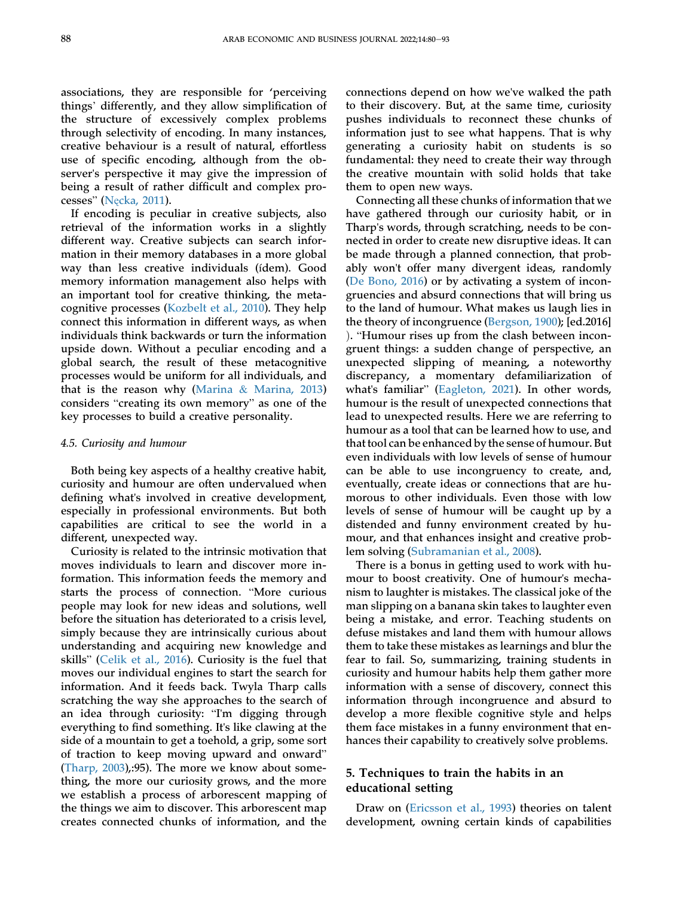associations, they are responsible for 'perceiving things' differently, and they allow simplification of the structure of excessively complex problems through selectivity of encoding. In many instances, creative behaviour is a result of natural, effortless use of specific encoding, although from the observer's perspective it may give the impression of being a result of rather difficult and complex processes" (Nęcka, 2011).

If encoding is peculiar in creative subjects, also retrieval of the information works in a slightly different way. Creative subjects can search information in their memory databases in a more global way than less creative individuals (ídem). Good memory information management also helps with an important tool for creative thinking, the metacognitive processes (Kozbelt et al., 2010). They help connect this information in different ways, as when individuals think backwards or turn the information upside down. Without a peculiar encoding and a global search, the result of these metacognitive processes would be uniform for all individuals, and that is the reason why (Marina & Marina, 2013) considers "creating its own memory" as one of the key processes to build a creative personality.

### 4.5. Curiosity and humour

Both being key aspects of a healthy creative habit, curiosity and humour are often undervalued when defining what's involved in creative development, especially in professional environments. But both capabilities are critical to see the world in a different, unexpected way.

Curiosity is related to the intrinsic motivation that moves individuals to learn and discover more information. This information feeds the memory and starts the process of connection. "More curious people may look for new ideas and solutions, well before the situation has deteriorated to a crisis level, simply because they are intrinsically curious about understanding and acquiring new knowledge and skills" (Celik et al., 2016). Curiosity is the fuel that moves our individual engines to start the search for information. And it feeds back. Twyla Tharp calls scratching the way she approaches to the search of an idea through curiosity: "I'm digging through everything to find something. It's like clawing at the side of a mountain to get a toehold, a grip, some sort of traction to keep moving upward and onward" (Tharp, 2003),:95). The more we know about something, the more our curiosity grows, and the more we establish a process of arborescent mapping of the things we aim to discover. This arborescent map creates connected chunks of information, and the connections depend on how we've walked the path to their discovery. But, at the same time, curiosity pushes individuals to reconnect these chunks of information just to see what happens. That is why generating a curiosity habit on students is so fundamental: they need to create their way through the creative mountain with solid holds that take them to open new ways.

Connecting all these chunks of information that we have gathered through our curiosity habit, or in Tharp's words, through scratching, needs to be connected in order to create new disruptive ideas. It can be made through a planned connection, that probably won't offer many divergent ideas, randomly (De Bono, 2016) or by activating a system of incongruencies and absurd connections that will bring us to the land of humour. What makes us laugh lies in the theory of incongruence (Bergson, 1900); [ed.2016] ). "Humour rises up from the clash between incongruent things: a sudden change of perspective, an unexpected slipping of meaning, a noteworthy discrepancy, a momentary defamiliarization of what's familiar" (Eagleton, 2021). In other words, humour is the result of unexpected connections that lead to unexpected results. Here we are referring to humour as a tool that can be learned how to use, and that tool can be enhanced by the sense of humour. But even individuals with low levels of sense of humour can be able to use incongruency to create, and, eventually, create ideas or connections that are humorous to other individuals. Even those with low levels of sense of humour will be caught up by a distended and funny environment created by humour, and that enhances insight and creative problem solving (Subramanian et al., 2008).

There is a bonus in getting used to work with humour to boost creativity. One of humour's mechanism to laughter is mistakes. The classical joke of the man slipping on a banana skin takes to laughter even being a mistake, and error. Teaching students on defuse mistakes and land them with humour allows them to take these mistakes as learnings and blur the fear to fail. So, summarizing, training students in curiosity and humour habits help them gather more information with a sense of discovery, connect this information through incongruence and absurd to develop a more flexible cognitive style and helps them face mistakes in a funny environment that enhances their capability to creatively solve problems.

## 5. Techniques to train the habits in an educational setting

Draw on (Ericsson et al., 1993) theories on talent development, owning certain kinds of capabilities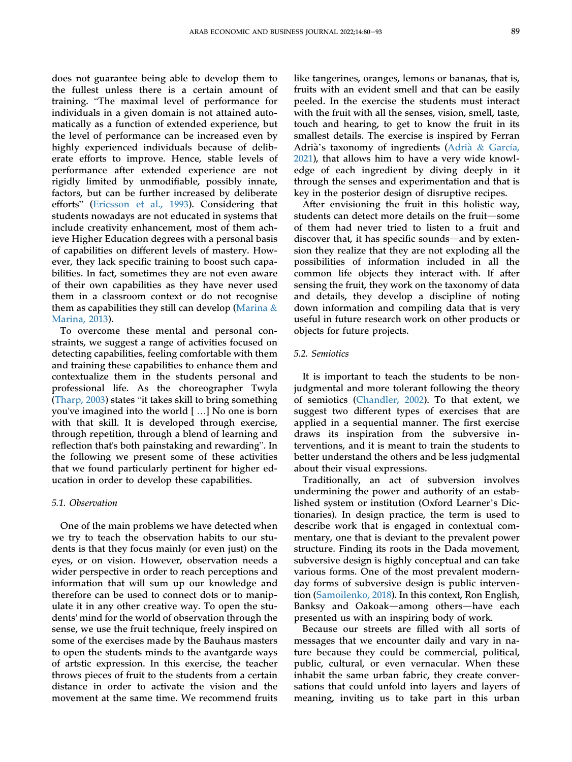does not guarantee being able to develop them to the fullest unless there is a certain amount of training. "The maximal level of performance for individuals in a given domain is not attained automatically as a function of extended experience, but the level of performance can be increased even by highly experienced individuals because of deliberate efforts to improve. Hence, stable levels of performance after extended experience are not rigidly limited by unmodifiable, possibly innate, factors, but can be further increased by deliberate efforts" (Ericsson et al., 1993). Considering that students nowadays are not educated in systems that include creativity enhancement, most of them achieve Higher Education degrees with a personal basis of capabilities on different levels of mastery. However, they lack specific training to boost such capabilities. In fact, sometimes they are not even aware of their own capabilities as they have never used them in a classroom context or do not recognise them as capabilities they still can develop (Marina & Marina, 2013).

To overcome these mental and personal constraints, we suggest a range of activities focused on detecting capabilities, feeling comfortable with them and training these capabilities to enhance them and contextualize them in the students personal and professional life. As the choreographer Twyla (Tharp, 2003) states "it takes skill to bring something you've imagined into the world [ …] No one is born with that skill. It is developed through exercise, through repetition, through a blend of learning and reflection that's both painstaking and rewarding". In the following we present some of these activities that we found particularly pertinent for higher education in order to develop these capabilities.

### 5.1. Observation

One of the main problems we have detected when we try to teach the observation habits to our students is that they focus mainly (or even just) on the eyes, or on vision. However, observation needs a wider perspective in order to reach perceptions and information that will sum up our knowledge and therefore can be used to connect dots or to manipulate it in any other creative way. To open the students' mind for the world of observation through the sense, we use the fruit technique, freely inspired on some of the exercises made by the Bauhaus masters to open the students minds to the avantgarde ways of artstic expression. In this exercise, the teacher throws pieces of fruit to the students from a certain distance in order to activate the vision and the movement at the same time. We recommend fruits like tangerines, oranges, lemons or bananas, that is, fruits with an evident smell and that can be easily peeled. In the exercise the students must interact with the fruit with all the senses, vision, smell, taste, touch and hearing, to get to know the fruit in its smallest details. The exercise is inspired by Ferran Adrià`s taxonomy of ingredients (Adrià & García, 2021), that allows him to have a very wide knowledge of each ingredient by diving deeply in it through the senses and experimentation and that is key in the posterior design of disruptive recipes.

After envisioning the fruit in this holistic way, students can detect more details on the fruit—some of them had never tried to listen to a fruit and discover that, it has specific sounds—and by extension they realize that they are not exploding all the possibilities of information included in all the common life objects they interact with. If after sensing the fruit, they work on the taxonomy of data and details, they develop a discipline of noting down information and compiling data that is very useful in future research work on other products or objects for future projects.

### 5.2. Semiotics

It is important to teach the students to be non-judgmental and more tolerant following the theory of semiotics (Chandler, 2002). To that extent, we suggest two different types of exercises that are applied in a sequential manner. The first exercise draws its inspiration from the subversive interventions, and it is meant to train the students to better understand the others and be less judgmental about their visual expressions.

Traditionally, an act of subversion involves undermining the power and authority of an established system or institution (Oxford Learner's Dictionaries). In design practice, the term is used to describe work that is engaged in contextual commentary, one that is deviant to the prevalent power structure. Finding its roots in the Dada movement, subversive design is highly conceptual and can take various forms. One of the most prevalent modern-day forms of subversive design is public intervention (Samoilenko, 2018). In this context, Ron English, Banksy and Oakoak—among others—have each presented us with an inspiring body of work.

Because our streets are filled with all sorts of messages that we encounter daily and vary in nature because they could be commercial, political, public, cultural, or even vernacular. When these inhabit the same urban fabric, they create conversations that could unfold into layers and layers of meaning, inviting us to take part in this urban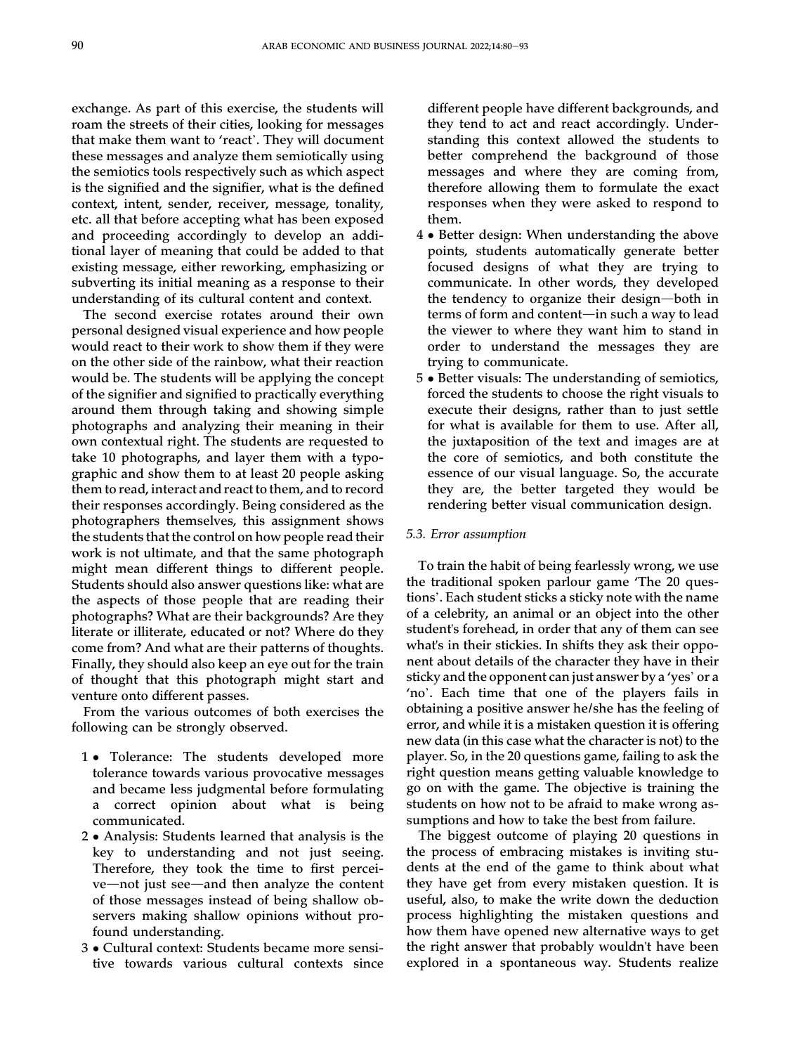exchange. As part of this exercise, the students will roam the streets of their cities, looking for messages that make them want to 'react'. They will document these messages and analyze them semiotically using the semiotics tools respectively such as which aspect is the signified and the signifier, what is the defined context, intent, sender, receiver, message, tonality, etc. all that before accepting what has been exposed and proceeding accordingly to develop an additional layer of meaning that could be added to that existing message, either reworking, emphasizing or subverting its initial meaning as a response to their understanding of its cultural content and context.

The second exercise rotates around their own personal designed visual experience and how people would react to their work to show them if they were on the other side of the rainbow, what their reaction would be. The students will be applying the concept of the signifier and signified to practically everything around them through taking and showing simple photographs and analyzing their meaning in their own contextual right. The students are requested to take 10 photographs, and layer them with a typographic and show them to at least 20 people asking them to read, interact and react to them, and to record their responses accordingly. Being considered as the photographers themselves, this assignment shows the students that the control on how people read their work is not ultimate, and that the same photograph might mean different things to different people. Students should also answer questions like: what are the aspects of those people that are reading their photographs? What are their backgrounds? Are they literate or illiterate, educated or not? Where do they come from? And what are their patterns of thoughts. Finally, they should also keep an eye out for the train of thought that this photograph might start and venture onto different passes.

From the various outcomes of both exercises the following can be strongly observed.

1 • Tolerance: The students developed more tolerance towards various provocative messages and became less judgmental before formulating a correct opinion about what is being communicated.

2 • Analysis: Students learned that analysis is the key to understanding and not just seeing. Therefore, they took the time to first perceive—not just see—and then analyze the content of those messages instead of being shallow observers making shallow opinions without profound understanding.

3 • Cultural context: Students became more sensitive towards various cultural contexts since different people have different backgrounds, and they tend to act and react accordingly. Understanding this context allowed the students to better comprehend the background of those messages and where they are coming from, therefore allowing them to formulate the exact responses when they were asked to respond to them.

4 • Better design: When understanding the above points, students automatically generate better focused designs of what they are trying to communicate. In other words, they developed the tendency to organize their design—both in terms of form and content—in such a way to lead the viewer to where they want him to stand in order to understand the messages they are trying to communicate.

5 • Better visuals: The understanding of semiotics, forced the students to choose the right visuals to execute their designs, rather than to just settle for what is available for them to use. After all, the juxtaposition of the text and images are at the core of semiotics, and both constitute the essence of our visual language. So, the accurate they are, the better targeted they would be rendering better visual communication design.

### 5.3. Error assumption

To train the habit of being fearlessly wrong, we use the traditional spoken parlour game 'The 20 questions'. Each student sticks a sticky note with the name of a celebrity, an animal or an object into the other student's forehead, in order that any of them can see what's in their stickies. In shifts they ask their opponent about details of the character they have in their sticky and the opponent can just answer by a 'yes' or a 'no'. Each time that one of the players fails in obtaining a positive answer he/she has the feeling of error, and while it is a mistaken question it is offering new data (in this case what the character is not) to the player. So, in the 20 questions game, failing to ask the right question means getting valuable knowledge to go on with the game. The objective is training the students on how not to be afraid to make wrong assumptions and how to take the best from failure.

The biggest outcome of playing 20 questions in the process of embracing mistakes is inviting students at the end of the game to think about what they have get from every mistaken question. It is useful, also, to make the write down the deduction process highlighting the mistaken questions and how them have opened new alternative ways to get the right answer that probably wouldn't have been explored in a spontaneous way. Students realize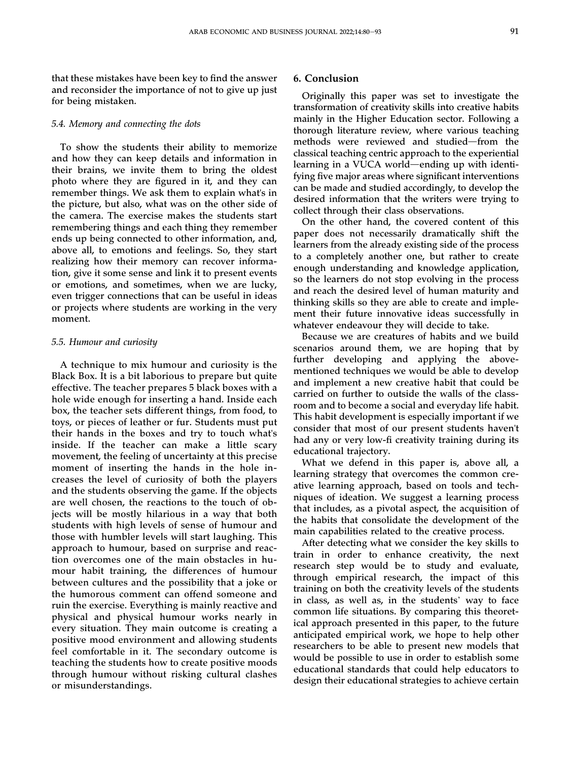that these mistakes have been key to find the answer and reconsider the importance of not to give up just for being mistaken.

### 5.4. Memory and connecting the dots

To show the students their ability to memorize and how they can keep details and information in their brains, we invite them to bring the oldest photo where they are figured in it, and they can remember things. We ask them to explain what's in the picture, but also, what was on the other side of the camera. The exercise makes the students start remembering things and each thing they remember ends up being connected to other information, and, above all, to emotions and feelings. So, they start realizing how their memory can recover information, give it some sense and link it to present events or emotions, and sometimes, when we are lucky, even trigger connections that can be useful in ideas or projects where students are working in the very moment.

### 5.5. Humour and curiosity

A technique to mix humour and curiosity is the Black Box. It is a bit laborious to prepare but quite effective. The teacher prepares 5 black boxes with a hole wide enough for inserting a hand. Inside each box, the teacher sets different things, from food, to toys, or pieces of leather or fur. Students must put their hands in the boxes and try to touch what's inside. If the teacher can make a little scary movement, the feeling of uncertainty at this precise moment of inserting the hands in the hole increases the level of curiosity of both the players and the students observing the game. If the objects are well chosen, the reactions to the touch of objects will be mostly hilarious in a way that both students with high levels of sense of humour and those with humbler levels will start laughing. This approach to humour, based on surprise and reaction overcomes one of the main obstacles in humour habit training, the differences of humour between cultures and the possibility that a joke or the humorous comment can offend someone and ruin the exercise. Everything is mainly reactive and physical and physical humour works nearly in every situation. They main outcome is creating a positive mood environment and allowing students feel comfortable in it. The secondary outcome is teaching the students how to create positive moods through humour without risking cultural clashes or misunderstandings.

## 6. Conclusion

Originally this paper was set to investigate the transformation of creativity skills into creative habits mainly in the Higher Education sector. Following a thorough literature review, where various teaching methods were reviewed and studied—from the classical teaching centric approach to the experiential learning in a VUCA world—ending up with identifying five major areas where significant interventions can be made and studied accordingly, to develop the desired information that the writers were trying to collect through their class observations.

On the other hand, the covered content of this paper does not necessarily dramatically shift the learners from the already existing side of the process to a completely another one, but rather to create enough understanding and knowledge application, so the learners do not stop evolving in the process and reach the desired level of human maturity and thinking skills so they are able to create and implement their future innovative ideas successfully in whatever endeavour they will decide to take.

Because we are creatures of habits and we build scenarios around them, we are hoping that by further developing and applying the abovementioned techniques we would be able to develop and implement a new creative habit that could be carried on further to outside the walls of the classroom and to become a social and everyday life habit. This habit development is especially important if we consider that most of our present students haven't had any or very low-fi creativity training during its educational trajectory.

What we defend in this paper is, above all, a learning strategy that overcomes the common creative learning approach, based on tools and techniques of ideation. We suggest a learning process that includes, as a pivotal aspect, the acquisition of the habits that consolidate the development of the main capabilities related to the creative process.

After detecting what we consider the key skills to train in order to enhance creativity, the next research step would be to study and evaluate, through empirical research, the impact of this training on both the creativity levels of the students in class, as well as, in the students' way to face common life situations. By comparing this theoretical approach presented in this paper, to the future anticipated empirical work, we hope to help other researchers to be able to present new models that would be possible to use in order to establish some educational standards that could help educators to design their educational strategies to achieve certain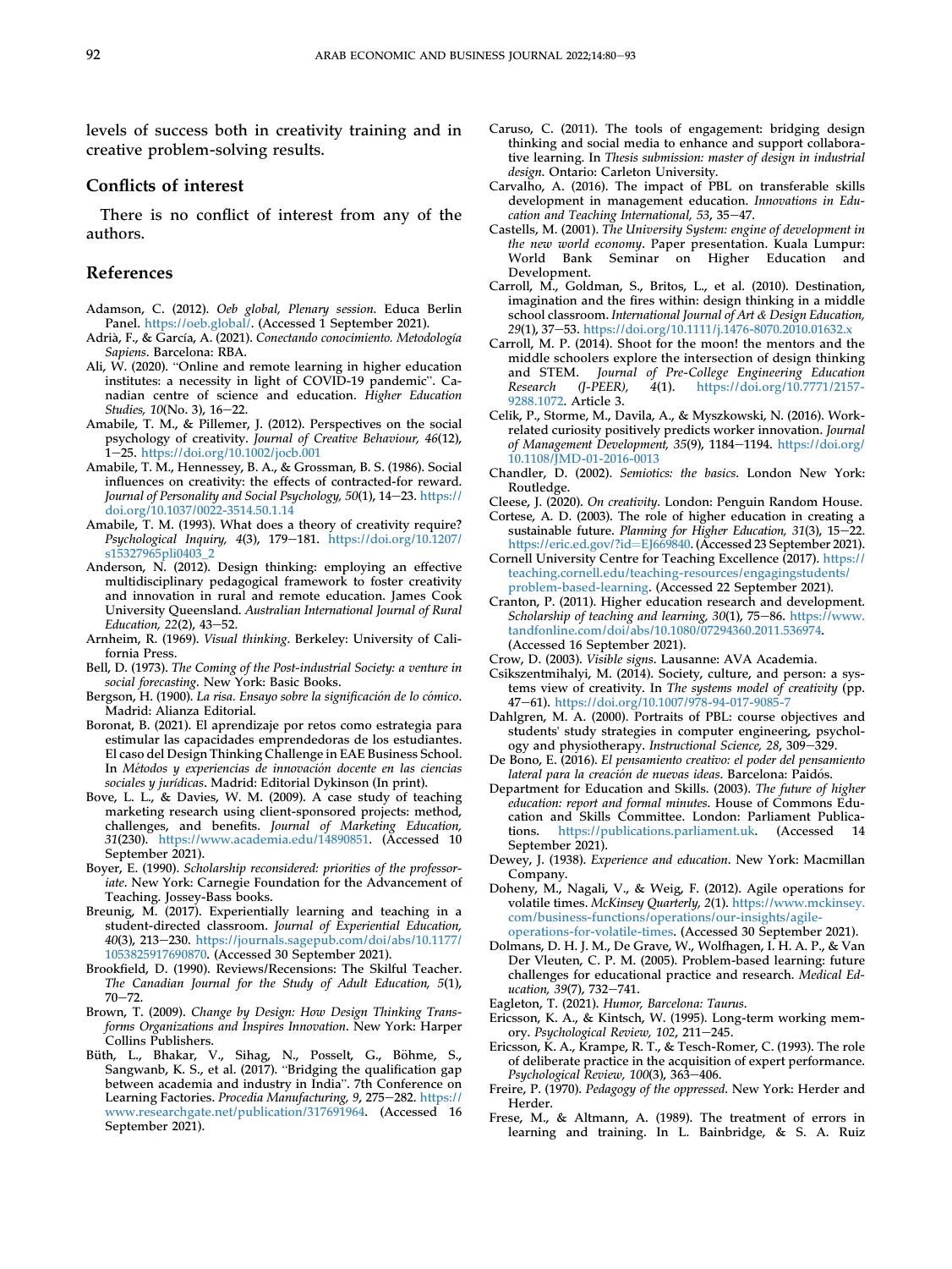levels of success both in creativity training and in creative problem-solving results.

## Conflicts of interest

There is no conflict of interest from any of the authors.

## References

Adamson, C. (2012). *Oeb global, Plenary session*. Educa Berlin Panel. https://oeb.global/. (Accessed 1 September 2021).

Adrià, F., & García, A. (2021). *Conectando conocimiento. Metodología Sapiens*. Barcelona: RBA.

Ali, W. (2020). "Online and remote learning in higher education institutes: a necessity in light of COVID-19 pandemic". Canadian centre of science and education. *Higher Education Studies, 10*(No. 3), 16–22.

Amabile, T. M., & Pillemer, J. (2012). Perspectives on the social psychology of creativity. *Journal of Creative Behaviour, 46*(12), 1–25. https://doi.org/10.1002/jocb.001

Amabile, T. M., Hennessey, B. A., & Grossman, B. S. (1986). Social influences on creativity: the effects of contracted-for reward. *Journal of Personality and Social Psychology, 50*(1), 14–23. https://doi.org/10.1037/0022-3514.50.1.14

Amabile, T. M. (1993). What does a theory of creativity require? *Psychological Inquiry, 4*(3), 179–181. https://doi.org/10.1207/s15327965pli0403_2

Anderson, N. (2012). Design thinking: employing an effective multidisciplinary pedagogical framework to foster creativity and innovation in rural and remote education. James Cook University Queensland. *Australian International Journal of Rural Education, 22*(2), 43–52.

Arnheim, R. (1969). *Visual thinking*. Berkeley: University of California Press.

Bell, D. (1973). *The Coming of the Post-industrial Society: a venture in social forecasting*. New York: Basic Books.

Bergson, H. (1900). *La risa. Ensayo sobre la significación de lo cómico*. Madrid: Alianza Editorial.

Boronat, B. (2021). El aprendizaje por retos como estrategia para estimular las capacidades emprendedoras de los estudiantes. El caso del Design Thinking Challenge in EAE Business School. In *Métodos y experiencias de innovación docente en las ciencias sociales y jurídicas*. Madrid: Editorial Dykinson (In print).

Bove, L. L., & Davies, W. M. (2009). A case study of teaching marketing research using client-sponsored projects: method, challenges, and benefits. *Journal of Marketing Education, 31*(230). https://www.academia.edu/14890851. (Accessed 10 September 2021).

Boyer, E. (1990). *Scholarship reconsidered: priorities of the professoriate*. New York: Carnegie Foundation for the Advancement of Teaching. Jossey-Bass books.

Breunig, M. (2017). Experientially learning and teaching in a student-directed classroom. *Journal of Experiential Education, 40*(3), 213–230. https://journals.sagepub.com/doi/abs/10.1177/1053825917690870. (Accessed 30 September 2021).

Brookfield, D. (1990). Reviews/Recensions: The Skilful Teacher. *The Canadian Journal for the Study of Adult Education, 5*(1), 70–72.

Brown, T. (2009). *Change by Design: How Design Thinking Transforms Organizations and Inspires Innovation*. New York: Harper Collins Publishers.

Büth, L., Bhakar, V., Sihag, N., Posselt, G., Böhme, S., Sangwanb, K. S., et al. (2017). "Bridging the qualification gap between academia and industry in India". 7th Conference on Learning Factories. *Procedia Manufacturing, 9*, 275–282. https://www.researchgate.net/publication/317691964. (Accessed 16 September 2021).

Caruso, C. (2011). The tools of engagement: bridging design thinking and social media to enhance and support collaborative learning. In *Thesis submission: master of design in industrial design*. Ontario: Carleton University.

Carvalho, A. (2016). The impact of PBL on transferable skills development in management education. *Innovations in Education and Teaching International, 53*, 35–47.

Castells, M. (2001). *The University System: engine of development in the new world economy*. Paper presentation. Kuala Lumpur: World Bank Seminar on Higher Education and Development.

Carroll, M., Goldman, S., Britos, L., et al. (2010). Destination, imagination and the fires within: design thinking in a middle school classroom. *International Journal of Art & Design Education, 29*(1), 37–53. https://doi.org/10.1111/j.1476-8070.2010.01632.x

Carroll, M. P. (2014). Shoot for the moon! the mentors and the middle schoolers explore the intersection of design thinking and STEM. *Journal of Pre-College Engineering Education Research (J-PEER), 4*(1). https://doi.org/10.7771/2157-9288.1072. Article 3.

Celik, P., Storme, M., Davila, A., & Myszkowski, N. (2016). Work-related curiosity positively predicts worker innovation. *Journal of Management Development, 35*(9), 1184–1194. https://doi.org/10.1108/JMD-01-2016-0013

Chandler, D. (2002). *Semiotics: the basics*. London New York: Routledge.

Cleese, J. (2020). *On creativity*. London: Penguin Random House.

Cortese, A. D. (2003). The role of higher education in creating a sustainable future. *Planning for Higher Education, 31*(3), 15–22. https://eric.ed.gov/?id=EJ669840. (Accessed 23 September 2021).

Cornell University Centre for Teaching Excellence (2017). https://teaching.cornell.edu/teaching-resources/engagingstudents/problem-based-learning. (Accessed 22 September 2021).

Cranton, P. (2011). Higher education research and development. *Scholarship of teaching and learning, 30*(1), 75–86. https://www.tandfonline.com/doi/abs/10.1080/07294360.2011.536974. (Accessed 16 September 2021).

Crow, D. (2003). *Visible signs*. Lausanne: AVA Academia.

Csikszentmihalyi, M. (2014). Society, culture, and person: a systems view of creativity. In *The systems model of creativity* (pp. 47–61). https://doi.org/10.1007/978-94-017-9085-7

Dahlgren, M. A. (2000). Portraits of PBL: course objectives and students' study strategies in computer engineering, psychology and physiotherapy. *Instructional Science, 28*, 309–329.

De Bono, E. (2016). *El pensamiento creativo: el poder del pensamiento lateral para la creación de nuevas ideas*. Barcelona: Paidós.

Department for Education and Skills. (2003). *The future of higher education: report and formal minutes*. House of Commons Education and Skills Committee. London: Parliament Publications. https://publications.parliament.uk. (Accessed 14 September 2021).

Dewey, J. (1938). *Experience and education*. New York: Macmillan Company.

Doheny, M., Nagali, V., & Weig, F. (2012). Agile operations for volatile times. *McKinsey Quarterly, 2*(1). https://www.mckinsey.com/business-functions/operations/our-insights/agile-operations-for-volatile-times. (Accessed 30 September 2021).

Dolmans, D. H. J. M., De Grave, W., Wolfhagen, I. H. A. P., & Van Der Vleuten, C. P. M. (2005). Problem-based learning: future challenges for educational practice and research. *Medical Education, 39*(7), 732–741.

Eagleton, T. (2021). *Humor, Barcelona: Taurus*.

Ericsson, K. A., & Kintsch, W. (1995). Long-term working memory. *Psychological Review, 102*, 211–245.

Ericsson, K. A., Krampe, R. T., & Tesch-Romer, C. (1993). The role of deliberate practice in the acquisition of expert performance. *Psychological Review, 100*(3), 363–406.

Freire, P. (1970). *Pedagogy of the oppressed*. New York: Herder and Herder.

Frese, M., & Altmann, A. (1989). The treatment of errors in learning and training. In L. Bainbridge, & S. A. Ruiz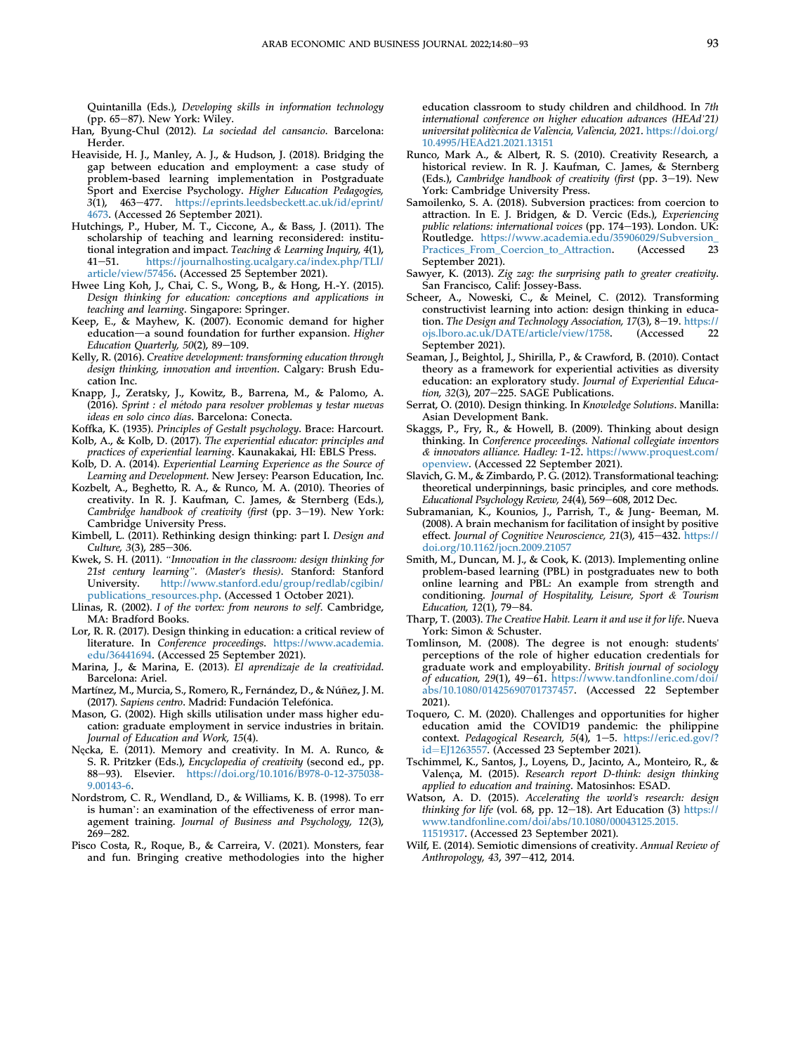Quintanilla (Eds.), *Developing skills in information technology* (pp. 65−87). New York: Wiley.

Han, Byung-Chul (2012). *La sociedad del cansancio*. Barcelona: Herder.

Heaviside, H. J., Manley, A. J., & Hudson, J. (2018). Bridging the gap between education and employment: a case study of problem-based learning implementation in Postgraduate Sport and Exercise Psychology. *Higher Education Pedagogies, 3*(1), 463−477. https://eprints.leedsbeckett.ac.uk/id/eprint/4673. (Accessed 26 September 2021).

Hutchings, P., Huber, M. T., Ciccone, A., & Bass, J. (2011). The scholarship of teaching and learning reconsidered: institutional integration and impact. *Teaching & Learning Inquiry, 4*(1), 41−51. https://journalhosting.ucalgary.ca/index.php/TLI/article/view/57456. (Accessed 25 September 2021).

Hwee Ling Koh, J., Chai, C. S., Wong, B., & Hong, H.-Y. (2015). *Design thinking for education: conceptions and applications in teaching and learning*. Singapore: Springer.

Keep, E., & Mayhew, K. (2007). Economic demand for higher education—a sound foundation for further expansion. *Higher Education Quarterly, 50*(2), 89−109.

Kelly, R. (2016). *Creative development: transforming education through design thinking, innovation and invention*. Calgary: Brush Education Inc.

Knapp, J., Zeratsky, J., Kowitz, B., Barrena, M., & Palomo, A. (2016). *Sprint : el método para resolver problemas y testar nuevas ideas en solo cinco días*. Barcelona: Conecta.

Koffka, K. (1935). *Principles of Gestalt psychology*. Brace: Harcourt.

Kolb, A., & Kolb, D. (2017). *The experiential educator: principles and practices of experiential learning*. Kaunakakai, HI: EBLS Press.

Kolb, D. A. (2014). *Experiential Learning Experience as the Source of Learning and Development*. New Jersey: Pearson Education, Inc.

Kozbelt, A., Beghetto, R. A., & Runco, M. A. (2010). Theories of creativity. In R. J. Kaufman, C. James, & Sternberg (Eds.), *Cambridge handbook of creativity (first* (pp. 3−19). New York: Cambridge University Press.

Kimbell, L. (2011). Rethinking design thinking: part I. *Design and Culture, 3*(3), 285−306.

Kwek, S. H. (2011). *"Innovation in the classroom: design thinking for 21st century learning". (Master's thesis)*. Stanford: Stanford University. http://www.stanford.edu/group/redlab/cgibin/publications_resources.php. (Accessed 1 October 2021).

Llinas, R. (2002). *I of the vortex: from neurons to self*. Cambridge, MA: Bradford Books.

Lor, R. R. (2017). Design thinking in education: a critical review of literature. In *Conference proceedings*. https://www.academia.edu/36441694. (Accessed 25 September 2021).

Marina, J., & Marina, E. (2013). *El aprendizaje de la creatividad*. Barcelona: Ariel.

Martínez, M., Murcia, S., Romero, R., Fernández, D., & Núñez, J. M. (2017). *Sapiens centro*. Madrid: Fundación Telefónica.

Mason, G. (2002). High skills utilisation under mass higher education: graduate employment in service industries in britain. *Journal of Education and Work, 15*(4).

Nęcka, E. (2011). Memory and creativity. In M. A. Runco, & S. R. Pritzker (Eds.), *Encyclopedia of creativity* (second ed., pp. 88−93). Elsevier. https://doi.org/10.1016/B978-0-12-375038-9.00143-6.

Nordstrom, C. R., Wendland, D., & Williams, K. B. (1998). To err is human': an examination of the effectiveness of error management training. *Journal of Business and Psychology, 12*(3), 269−282.

Pisco Costa, R., Roque, B., & Carreira, V. (2021). Monsters, fear and fun. Bringing creative methodologies into the higher education classroom to study children and childhood. In *7th international conference on higher education advances (HEAd'21) universitat politècnica de València, València, 2021*. https://doi.org/10.4995/HEAd21.2021.13151

Runco, Mark A., & Albert, R. S. (2010). Creativity Research, a historical review. In R. J. Kaufman, C. James, & Sternberg (Eds.), *Cambridge handbook of creativity (first* (pp. 3−19). New York: Cambridge University Press.

Samoilenko, S. A. (2018). Subversion practices: from coercion to attraction. In E. J. Bridgen, & D. Vercic (Eds.), *Experiencing public relations: international voices* (pp. 174−193). London. UK: Routledge. https://www.academia.edu/35906029/Subversion_Practices_From_Coercion_to_Attraction. (Accessed 23 September 2021).

Sawyer, K. (2013). *Zig zag: the surprising path to greater creativity*. San Francisco, Calif: Jossey-Bass.

Scheer, A., Noweski, C., & Meinel, C. (2012). Transforming constructivist learning into action: design thinking in education. *The Design and Technology Association, 17*(3), 8−19. https://ojs.lboro.ac.uk/DATE/article/view/1758. (Accessed 22 September 2021).

Seaman, J., Beightol, J., Shirilla, P., & Crawford, B. (2010). Contact theory as a framework for experiential activities as diversity education: an exploratory study. *Journal of Experiential Education, 32*(3), 207−225. SAGE Publications.

Serrat, O. (2010). Design thinking. In *Knowledge Solutions*. Manilla: Asian Development Bank.

Skaggs, P., Fry, R., & Howell, B. (2009). Thinking about design thinking. In *Conference proceedings. National collegiate inventors & innovators alliance. Hadley: 1-12*. https://www.proquest.com/openview. (Accessed 22 September 2021).

Slavich, G. M., & Zimbardo, P. G. (2012). Transformational teaching: theoretical underpinnings, basic principles, and core methods. *Educational Psychology Review, 24*(4), 569−608, 2012 Dec.

Subramanian, K., Kounios, J., Parrish, T., & Jung- Beeman, M. (2008). A brain mechanism for facilitation of insight by positive effect. *Journal of Cognitive Neuroscience, 21*(3), 415−432. https://doi.org/10.1162/jocn.2009.21057

Smith, M., Duncan, M. J., & Cook, K. (2013). Implementing online problem-based learning (PBL) in postgraduates new to both online learning and PBL: An example from strength and conditioning. *Journal of Hospitality, Leisure, Sport & Tourism Education, 12*(1), 79−84.

Tharp, T. (2003). *The Creative Habit. Learn it and use it for life*. Nueva York: Simon & Schuster.

Tomlinson, M. (2008). The degree is not enough: students' perceptions of the role of higher education credentials for graduate work and employability. *British journal of sociology of education, 29*(1), 49−61. https://www.tandfonline.com/doi/abs/10.1080/01425690701737457. (Accessed 22 September 2021).

Toquero, C. M. (2020). Challenges and opportunities for higher education amid the COVID19 pandemic: the philippine context. *Pedagogical Research, 5*(4), 1−5. https://eric.ed.gov/?id=EJ1263557. (Accessed 23 September 2021).

Tschimmel, K., Santos, J., Loyens, D., Jacinto, A., Monteiro, R., & Valença, M. (2015). *Research report D-think: design thinking applied to education and training*. Matosinhos: ESAD.

Watson, A. D. (2015). *Accelerating the world's research: design thinking for life* (vol. 68, pp. 12−18). Art Education (3) https://www.tandfonline.com/doi/abs/10.1080/00043125.2015.11519317. (Accessed 23 September 2021).

Wilf, E. (2014). Semiotic dimensions of creativity. *Annual Review of Anthropology, 43*, 397−412, 2014.